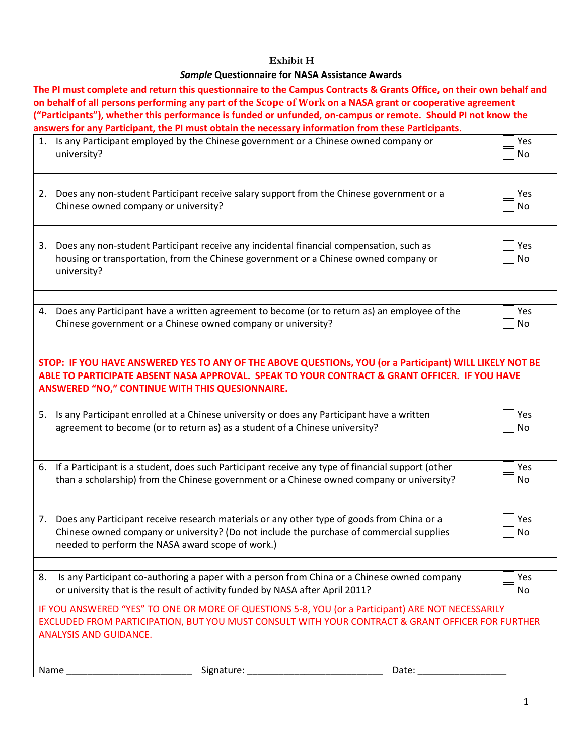**Exhibit H**

***Sample* Questionnaire for NASA Assistance Awards**

**The PI must complete and return this questionnaire to the Campus Contracts & Grants Office, on their own behalf and on behalf of all persons performing any part of the Scope of Work on a NASA grant or cooperative agreement ("Participants"), whether this performance is funded or unfunded, on-campus or remote. Should PI not know the answers for any Participant, the PI must obtain the necessary information from these Participants.**

| Question | Answer |
|---|---|
| 1. Is any Participant employed by the Chinese government or a Chinese owned company or university? | ☐ Yes ☐ No |
| 2. Does any non-student Participant receive salary support from the Chinese government or a Chinese owned company or university? | ☐ Yes ☐ No |
| 3. Does any non-student Participant receive any incidental financial compensation, such as housing or transportation, from the Chinese government or a Chinese owned company or university? | ☐ Yes ☐ No |
| 4. Does any Participant have a written agreement to become (or to return as) an employee of the Chinese government or a Chinese owned company or university? | ☐ Yes ☐ No |
| **STOP: IF YOU HAVE ANSWERED YES TO ANY OF THE ABOVE QUESTIONs, YOU (or a Participant) WILL LIKELY NOT BE ABLE TO PARTICIPATE ABSENT NASA APPROVAL. SPEAK TO YOUR CONTRACT & GRANT OFFICER. IF YOU HAVE ANSWERED "NO," CONTINUE WITH THIS QUESIONNAIRE.** | |
| 5. Is any Participant enrolled at a Chinese university or does any Participant have a written agreement to become (or to return as) as a student of a Chinese university? | ☐ Yes ☐ No |
| 6. If a Participant is a student, does such Participant receive any type of financial support (other than a scholarship) from the Chinese government or a Chinese owned company or university? | ☐ Yes ☐ No |
| 7. Does any Participant receive research materials or any other type of goods from China or a Chinese owned company or university? (Do not include the purchase of commercial supplies needed to perform the NASA award scope of work.) | ☐ Yes ☐ No |
| 8. Is any Participant co-authoring a paper with a person from China or a Chinese owned company or university that is the result of activity funded by NASA after April 2011? | ☐ Yes ☐ No |
| IF YOU ANSWERED "YES" TO ONE OR MORE OF QUESTIONS 5-8, YOU (or a Participant) ARE NOT NECESSARILY EXCLUDED FROM PARTICIPATION, BUT YOU MUST CONSULT WITH YOUR CONTRACT & GRANT OFFICER FOR FURTHER ANALYSIS AND GUIDANCE. | |

Name ________________________ Signature: __________________________ Date: _________________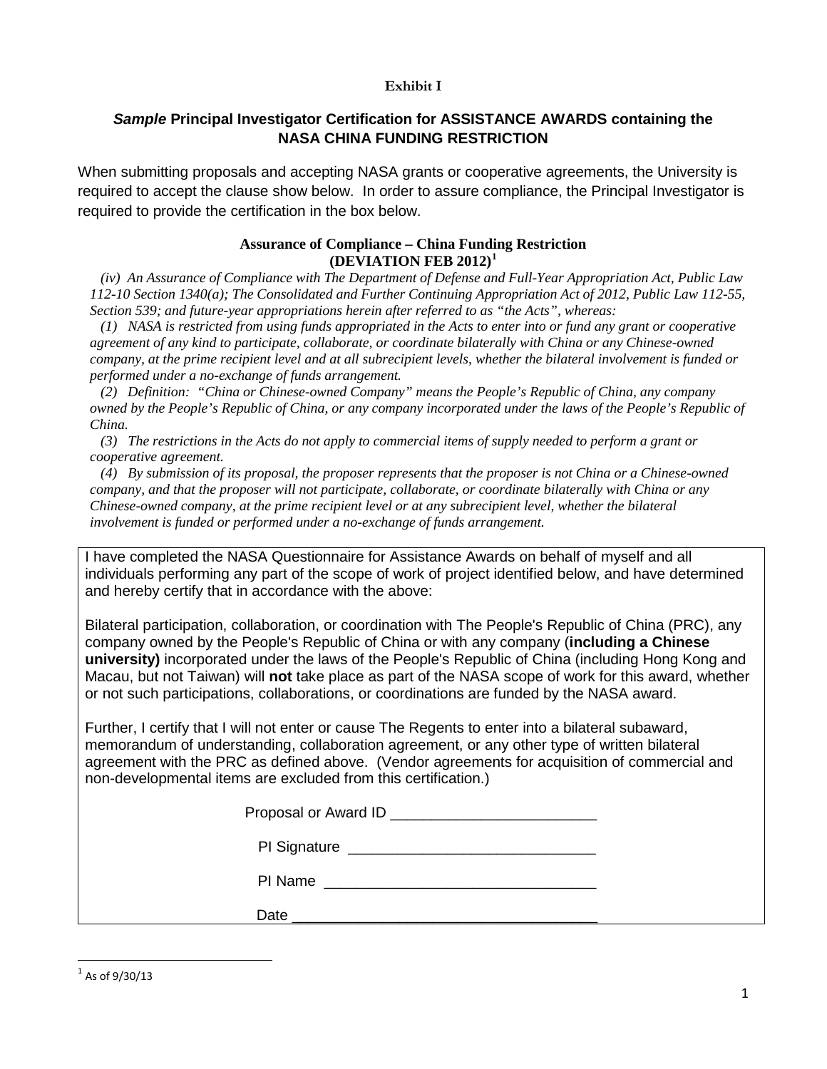**Exhibit I**

## ***Sample*** **Principal Investigator Certification for ASSISTANCE AWARDS containing the NASA CHINA FUNDING RESTRICTION**

When submitting proposals and accepting NASA grants or cooperative agreements, the University is required to accept the clause show below. In order to assure compliance, the Principal Investigator is required to provide the certification in the box below.

### **Assurance of Compliance – China Funding Restriction (DEVIATION FEB 2012)**[1]

*(iv) An Assurance of Compliance with The Department of Defense and Full-Year Appropriation Act, Public Law 112-10 Section 1340(a); The Consolidated and Further Continuing Appropriation Act of 2012, Public Law 112-55, Section 539; and future-year appropriations herein after referred to as "the Acts", whereas:*

*(1) NASA is restricted from using funds appropriated in the Acts to enter into or fund any grant or cooperative agreement of any kind to participate, collaborate, or coordinate bilaterally with China or any Chinese-owned company, at the prime recipient level and at all subrecipient levels, whether the bilateral involvement is funded or performed under a no-exchange of funds arrangement.*

*(2) Definition: "China or Chinese-owned Company" means the People's Republic of China, any company owned by the People's Republic of China, or any company incorporated under the laws of the People's Republic of China.*

*(3) The restrictions in the Acts do not apply to commercial items of supply needed to perform a grant or cooperative agreement.*

*(4) By submission of its proposal, the proposer represents that the proposer is not China or a Chinese-owned company, and that the proposer will not participate, collaborate, or coordinate bilaterally with China or any Chinese-owned company, at the prime recipient level or at any subrecipient level, whether the bilateral involvement is funded or performed under a no-exchange of funds arrangement.*

---

I have completed the NASA Questionnaire for Assistance Awards on behalf of myself and all individuals performing any part of the scope of work of project identified below, and have determined and hereby certify that in accordance with the above:

Bilateral participation, collaboration, or coordination with The People's Republic of China (PRC), any company owned by the People's Republic of China or with any company (**including a Chinese university)** incorporated under the laws of the People's Republic of China (including Hong Kong and Macau, but not Taiwan) will **not** take place as part of the NASA scope of work for this award, whether or not such participations, collaborations, or coordinations are funded by the NASA award.

Further, I certify that I will not enter or cause The Regents to enter into a bilateral subaward, memorandum of understanding, collaboration agreement, or any other type of written bilateral agreement with the PRC as defined above. (Vendor agreements for acquisition of commercial and non-developmental items are excluded from this certification.)

Proposal or Award ID ________________________

PI Signature ____________________________

PI Name ________________________________

Date ____________________________________

---

[1] As of 9/30/13